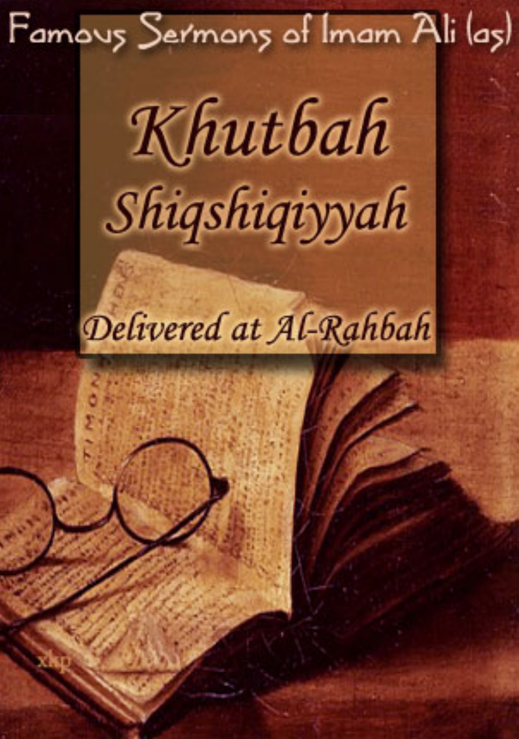Famous Sermons of Imam Ali (as)

# Khutbah Shiqshiqiyyah

## Delivered at Al-Rahbah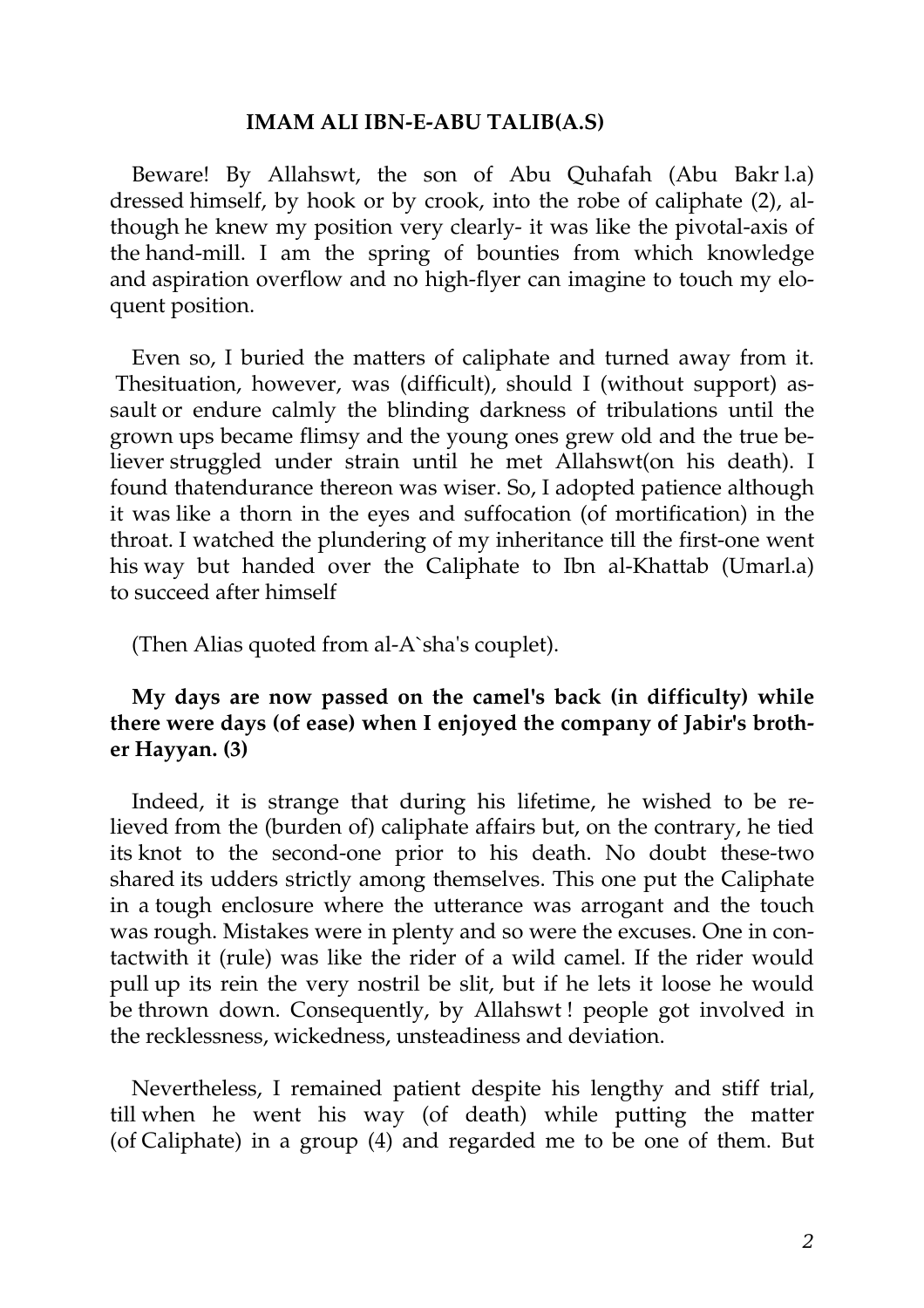**IMAM ALI IBN-E-ABU TALIB(A.S)**

Beware! By Allahswt, the son of Abu Quhafah (Abu Bakr l.a) dressed himself, by hook or by crook, into the robe of caliphate (2), although he knew my position very clearly- it was like the pivotal-axis of the hand-mill. I am the spring of bounties from which knowledge and aspiration overflow and no high-flyer can imagine to touch my eloquent position.

Even so, I buried the matters of caliphate and turned away from it. Thesituation, however, was (difficult), should I (without support) assault or endure calmly the blinding darkness of tribulations until the grown ups became flimsy and the young ones grew old and the true believer struggled under strain until he met Allahswt(on his death). I found thatendurance thereon was wiser. So, I adopted patience although it was like a thorn in the eyes and suffocation (of mortification) in the throat. I watched the plundering of my inheritance till the first-one went his way but handed over the Caliphate to Ibn al-Khattab (Umarl.a) to succeed after himself

(Then Alias quoted from al-A`sha's couplet).

**My days are now passed on the camel's back (in difficulty) while there were days (of ease) when I enjoyed the company of Jabir's brother Hayyan. (3)**

Indeed, it is strange that during his lifetime, he wished to be relieved from the (burden of) caliphate affairs but, on the contrary, he tied its knot to the second-one prior to his death. No doubt these-two shared its udders strictly among themselves. This one put the Caliphate in a tough enclosure where the utterance was arrogant and the touch was rough. Mistakes were in plenty and so were the excuses. One in contactwith it (rule) was like the rider of a wild camel. If the rider would pull up its rein the very nostril be slit, but if he lets it loose he would be thrown down. Consequently, by Allahswt ! people got involved in the recklessness, wickedness, unsteadiness and deviation.

Nevertheless, I remained patient despite his lengthy and stiff trial, till when he went his way (of death) while putting the matter (of Caliphate) in a group (4) and regarded me to be one of them. But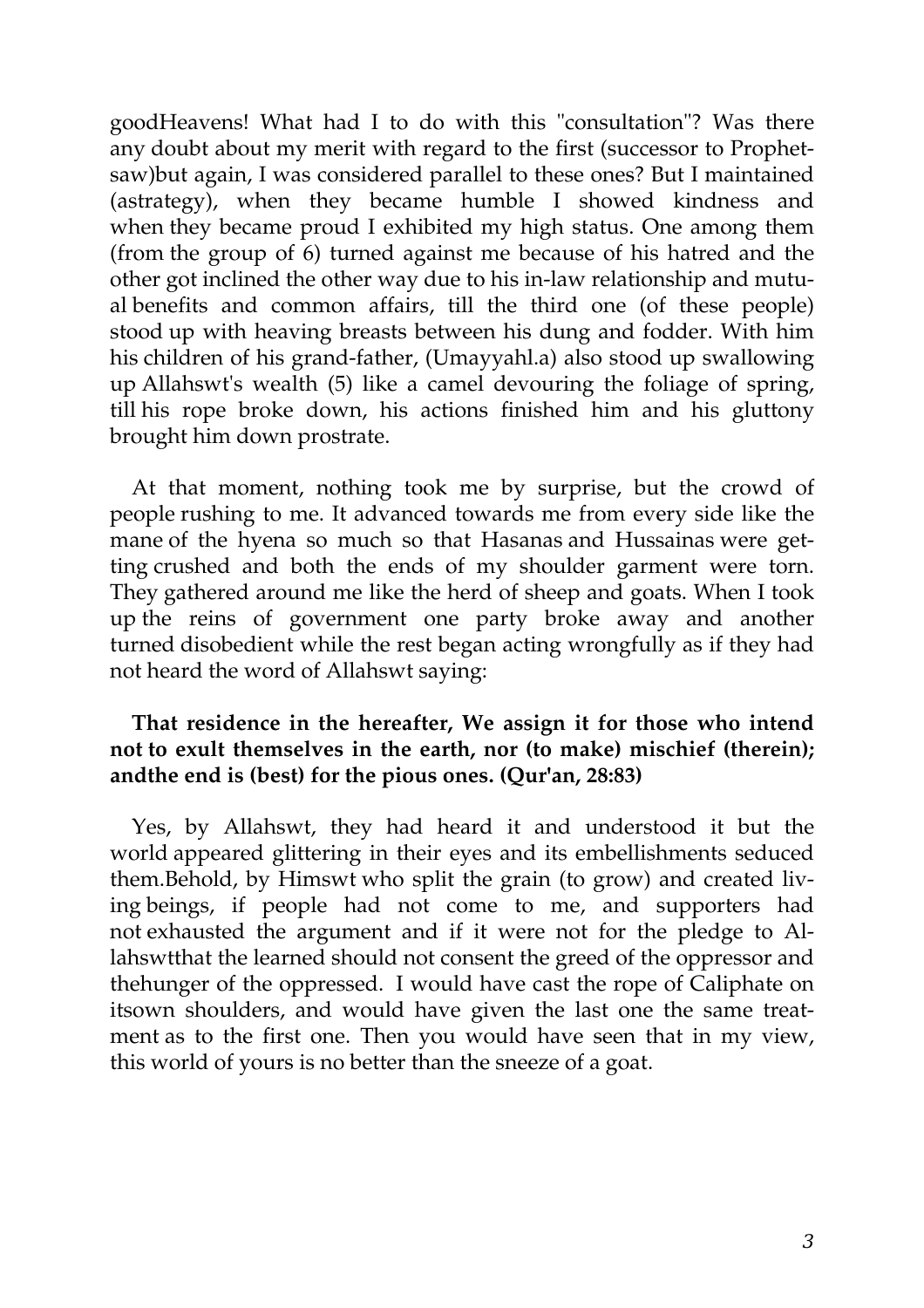goodHeavens! What had I to do with this "consultation"? Was there any doubt about my merit with regard to the first (successor to Prophetsaw)but again, I was considered parallel to these ones? But I maintained (astrategy), when they became humble I showed kindness and when they became proud I exhibited my high status. One among them (from the group of 6) turned against me because of his hatred and the other got inclined the other way due to his in-law relationship and mutual benefits and common affairs, till the third one (of these people) stood up with heaving breasts between his dung and fodder. With him his children of his grand-father, (Umayyahl.a) also stood up swallowing up Allahswt's wealth (5) like a camel devouring the foliage of spring, till his rope broke down, his actions finished him and his gluttony brought him down prostrate.

At that moment, nothing took me by surprise, but the crowd of people rushing to me. It advanced towards me from every side like the mane of the hyena so much so that Hasanas and Hussainas were getting crushed and both the ends of my shoulder garment were torn. They gathered around me like the herd of sheep and goats. When I took up the reins of government one party broke away and another turned disobedient while the rest began acting wrongfully as if they had not heard the word of Allahswt saying:

**That residence in the hereafter, We assign it for those who intend not to exult themselves in the earth, nor (to make) mischief (therein); andthe end is (best) for the pious ones. (Qur'an, 28:83)**

Yes, by Allahswt, they had heard it and understood it but the world appeared glittering in their eyes and its embellishments seduced them.Behold, by Himswt who split the grain (to grow) and created living beings, if people had not come to me, and supporters had not exhausted the argument and if it were not for the pledge to Allahswtthat the learned should not consent the greed of the oppressor and thehunger of the oppressed. I would have cast the rope of Caliphate on itsown shoulders, and would have given the last one the same treatment as to the first one. Then you would have seen that in my view, this world of yours is no better than the sneeze of a goat.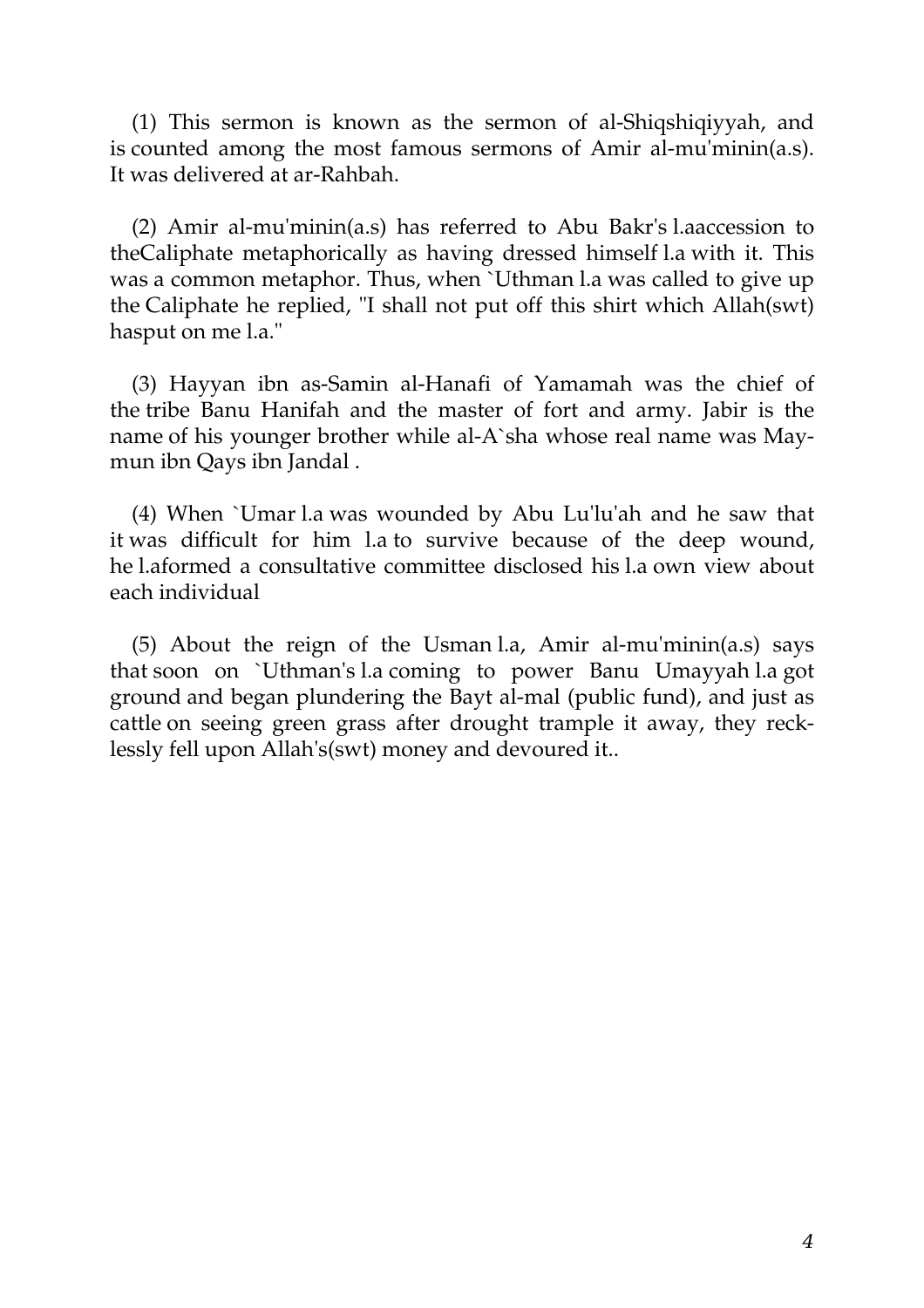(1) This sermon is known as the sermon of al-Shiqshiqiyyah, and is counted among the most famous sermons of Amir al-mu'minin(a.s). It was delivered at ar-Rahbah.

(2) Amir al-mu'minin(a.s) has referred to Abu Bakr's l.aaccession to theCaliphate metaphorically as having dressed himself l.a with it. This was a common metaphor. Thus, when `Uthman l.a was called to give up the Caliphate he replied, "I shall not put off this shirt which Allah(swt) hasput on me l.a."

(3) Hayyan ibn as-Samin al-Hanafi of Yamamah was the chief of the tribe Banu Hanifah and the master of fort and army. Jabir is the name of his younger brother while al-A`sha whose real name was Maymun ibn Qays ibn Jandal .

(4) When `Umar l.a was wounded by Abu Lu'lu'ah and he saw that it was difficult for him l.a to survive because of the deep wound, he l.aformed a consultative committee disclosed his l.a own view about each individual

(5) About the reign of the Usman l.a, Amir al-mu'minin(a.s) says that soon on `Uthman's l.a coming to power Banu Umayyah l.a got ground and began plundering the Bayt al-mal (public fund), and just as cattle on seeing green grass after drought trample it away, they recklessly fell upon Allah's(swt) money and devoured it..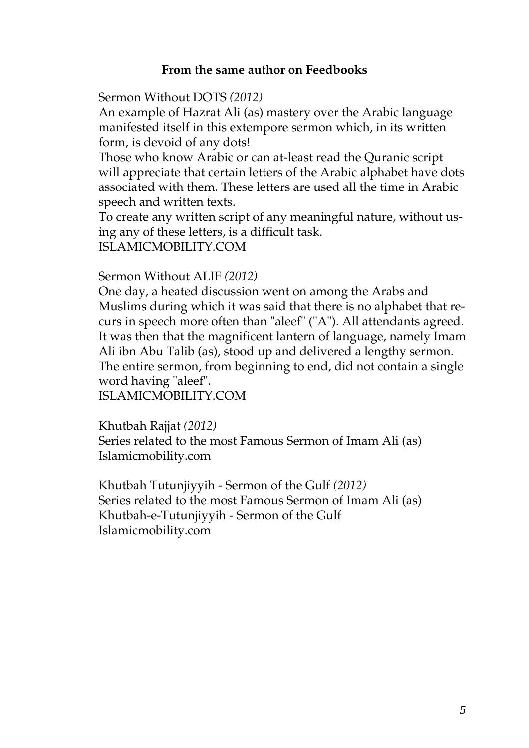**From the same author on Feedbooks**

Sermon Without DOTS *(2012)*
An example of Hazrat Ali (as) mastery over the Arabic language manifested itself in this extempore sermon which, in its written form, is devoid of any dots!
Those who know Arabic or can at-least read the Quranic script will appreciate that certain letters of the Arabic alphabet have dots associated with them. These letters are used all the time in Arabic speech and written texts.
To create any written script of any meaningful nature, without using any of these letters, is a difficult task.
ISLAMICMOBILITY.COM

Sermon Without ALIF *(2012)*
One day, a heated discussion went on among the Arabs and Muslims during which it was said that there is no alphabet that recurs in speech more often than "aleef" ("A"). All attendants agreed. It was then that the magnificent lantern of language, namely Imam Ali ibn Abu Talib (as), stood up and delivered a lengthy sermon. The entire sermon, from beginning to end, did not contain a single word having "aleef".
ISLAMICMOBILITY.COM

Khutbah Rajjat *(2012)*
Series related to the most Famous Sermon of Imam Ali (as)
Islamicmobility.com

Khutbah Tutunjiyyih - Sermon of the Gulf *(2012)*
Series related to the most Famous Sermon of Imam Ali (as)
Khutbah-e-Tutunjiyyih - Sermon of the Gulf
Islamicmobility.com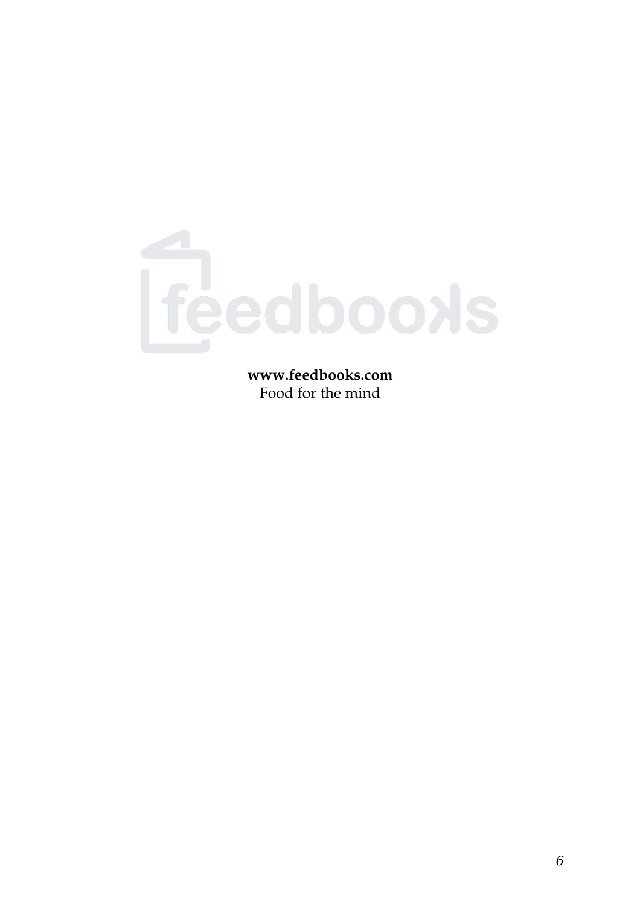**www.feedbooks.com**
Food for the mind